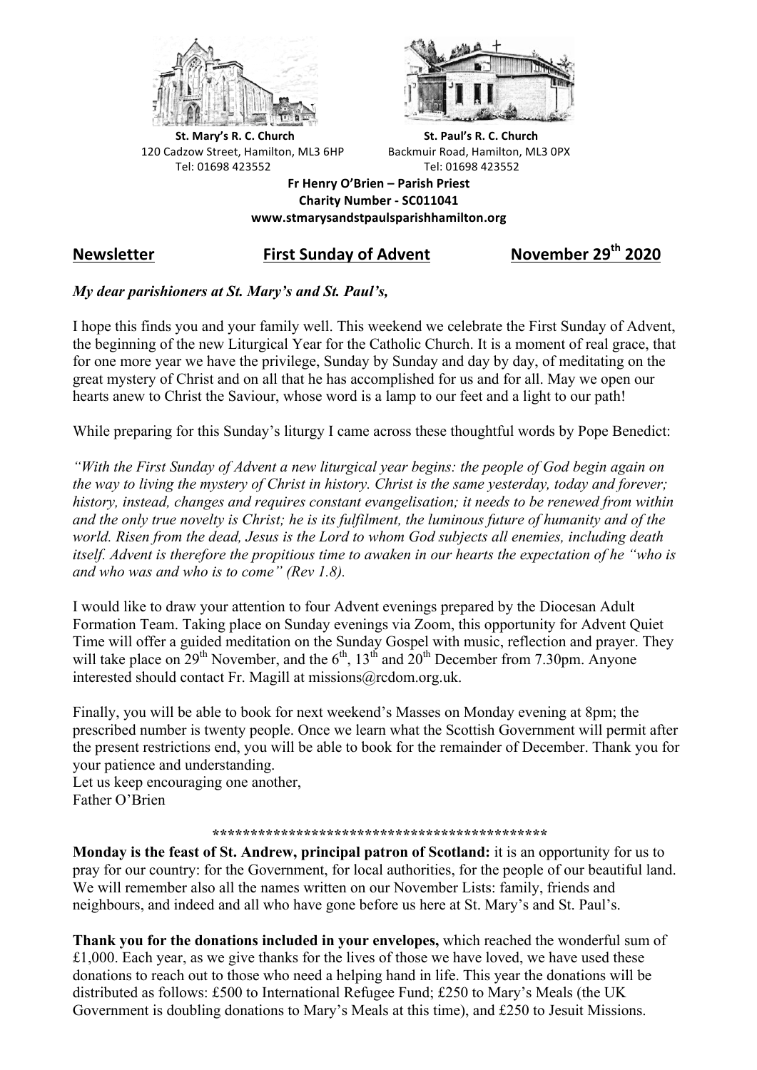**St. Mary's R. C. Church**
120 Cadzow Street, Hamilton, ML3 6HP
Tel: 01698 423552

**St. Paul's R. C. Church**
Backmuir Road, Hamilton, ML3 0PX
Tel: 01698 423552

**Fr Henry O'Brien – Parish Priest**
**Charity Number - SC011041**
**www.stmarysandstpaulsparishhamilton.org**

## Newsletter — First Sunday of Advent — November 29th 2020

***My dear parishioners at St. Mary's and St. Paul's,***

I hope this finds you and your family well. This weekend we celebrate the First Sunday of Advent, the beginning of the new Liturgical Year for the Catholic Church. It is a moment of real grace, that for one more year we have the privilege, Sunday by Sunday and day by day, of meditating on the great mystery of Christ and on all that he has accomplished for us and for all. May we open our hearts anew to Christ the Saviour, whose word is a lamp to our feet and a light to our path!

While preparing for this Sunday's liturgy I came across these thoughtful words by Pope Benedict:

*"With the First Sunday of Advent a new liturgical year begins: the people of God begin again on the way to living the mystery of Christ in history. Christ is the same yesterday, today and forever; history, instead, changes and requires constant evangelisation; it needs to be renewed from within and the only true novelty is Christ; he is its fulfilment, the luminous future of humanity and of the world. Risen from the dead, Jesus is the Lord to whom God subjects all enemies, including death itself. Advent is therefore the propitious time to awaken in our hearts the expectation of he "who is and who was and who is to come" (Rev 1.8).*

I would like to draw your attention to four Advent evenings prepared by the Diocesan Adult Formation Team. Taking place on Sunday evenings via Zoom, this opportunity for Advent Quiet Time will offer a guided meditation on the Sunday Gospel with music, reflection and prayer. They will take place on 29th November, and the 6th, 13th and 20th December from 7.30pm. Anyone interested should contact Fr. Magill at missions@rcdom.org.uk.

Finally, you will be able to book for next weekend's Masses on Monday evening at 8pm; the prescribed number is twenty people. Once we learn what the Scottish Government will permit after the present restrictions end, you will be able to book for the remainder of December. Thank you for your patience and understanding.
Let us keep encouraging one another,
Father O'Brien

\*\*\*\*\*\*\*\*\*\*\*\*\*\*\*\*\*\*\*\*\*\*\*\*\*\*\*\*\*\*\*\*\*\*\*\*\*\*\*\*\*\*\*\*

**Monday is the feast of St. Andrew, principal patron of Scotland:** it is an opportunity for us to pray for our country: for the Government, for local authorities, for the people of our beautiful land. We will remember also all the names written on our November Lists: family, friends and neighbours, and indeed and all who have gone before us here at St. Mary's and St. Paul's.

**Thank you for the donations included in your envelopes,** which reached the wonderful sum of £1,000. Each year, as we give thanks for the lives of those we have loved, we have used these donations to reach out to those who need a helping hand in life. This year the donations will be distributed as follows: £500 to International Refugee Fund; £250 to Mary's Meals (the UK Government is doubling donations to Mary's Meals at this time), and £250 to Jesuit Missions.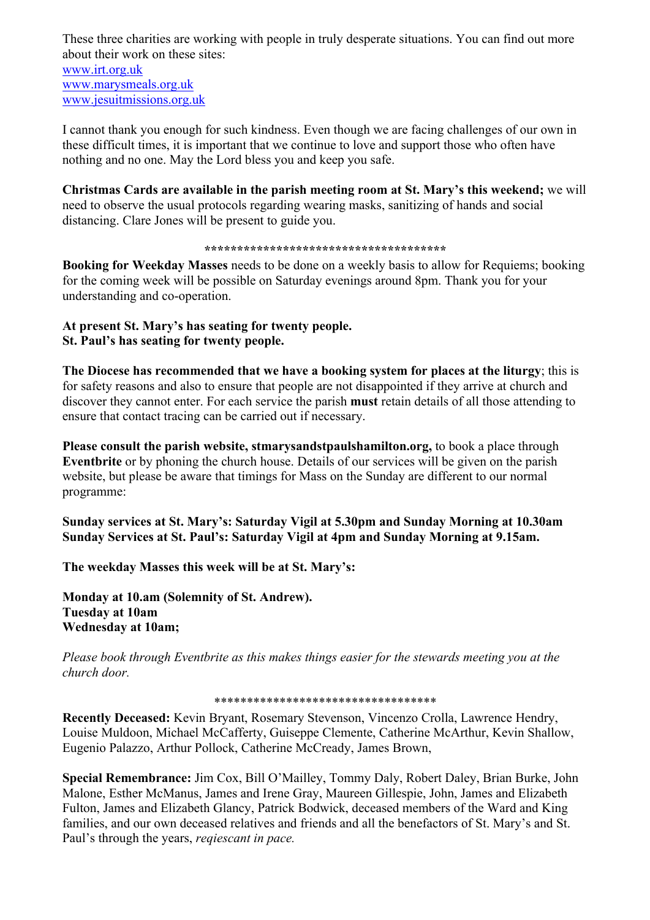These three charities are working with people in truly desperate situations. You can find out more about their work on these sites:
www.irt.org.uk
www.marysmeals.org.uk
www.jesuitmissions.org.uk

I cannot thank you enough for such kindness. Even though we are facing challenges of our own in these difficult times, it is important that we continue to love and support those who often have nothing and no one. May the Lord bless you and keep you safe.

**Christmas Cards are available in the parish meeting room at St. Mary's this weekend;** we will need to observe the usual protocols regarding wearing masks, sanitizing of hands and social distancing. Clare Jones will be present to guide you.

*************************************

**Booking for Weekday Masses** needs to be done on a weekly basis to allow for Requiems; booking for the coming week will be possible on Saturday evenings around 8pm. Thank you for your understanding and co-operation.

**At present St. Mary's has seating for twenty people.**
**St. Paul's has seating for twenty people.**

**The Diocese has recommended that we have a booking system for places at the liturgy**; this is for safety reasons and also to ensure that people are not disappointed if they arrive at church and discover they cannot enter. For each service the parish **must** retain details of all those attending to ensure that contact tracing can be carried out if necessary.

**Please consult the parish website, stmarysandstpaulshamilton.org,** to book a place through **Eventbrite** or by phoning the church house. Details of our services will be given on the parish website, but please be aware that timings for Mass on the Sunday are different to our normal programme:

**Sunday services at St. Mary's: Saturday Vigil at 5.30pm and Sunday Morning at 10.30am**
**Sunday Services at St. Paul's: Saturday Vigil at 4pm and Sunday Morning at 9.15am.**

**The weekday Masses this week will be at St. Mary's:**

**Monday at 10.am (Solemnity of St. Andrew).**
**Tuesday at 10am**
**Wednesday at 10am;**

*Please book through Eventbrite as this makes things easier for the stewards meeting you at the church door.*

*********************************

**Recently Deceased:** Kevin Bryant, Rosemary Stevenson, Vincenzo Crolla, Lawrence Hendry, Louise Muldoon, Michael McCafferty, Guiseppe Clemente, Catherine McArthur, Kevin Shallow, Eugenio Palazzo, Arthur Pollock, Catherine McCready, James Brown,

**Special Remembrance:** Jim Cox, Bill O'Mailley, Tommy Daly, Robert Daley, Brian Burke, John Malone, Esther McManus, James and Irene Gray, Maureen Gillespie, John, James and Elizabeth Fulton, James and Elizabeth Glancy, Patrick Bodwick, deceased members of the Ward and King families, and our own deceased relatives and friends and all the benefactors of St. Mary's and St. Paul's through the years, *reqiescant in pace.*